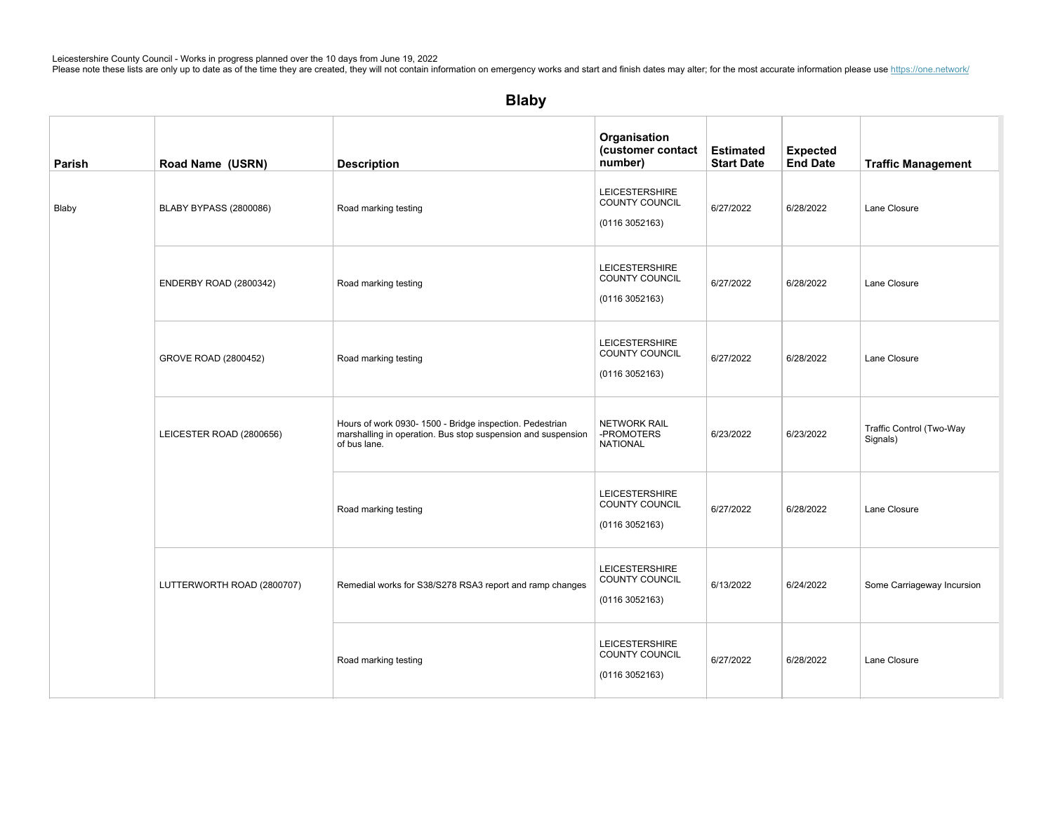Leicestershire County Council - Works in progress planned over the 10 days from June 19, 2022
Please note these lists are only up to date as of the time they are created, they will not contain information on emergency works and start and finish dates may alter; for the most accurate information please use https://one.network/

# Blaby

| Parish | Road Name (USRN) | Description | Organisation (customer contact number) | Estimated Start Date | Expected End Date | Traffic Management |
|---|---|---|---|---|---|---|
| Blaby | BLABY BYPASS (2800086) | Road marking testing | LEICESTERSHIRE COUNTY COUNCIL (0116 3052163) | 6/27/2022 | 6/28/2022 | Lane Closure |
| | ENDERBY ROAD (2800342) | Road marking testing | LEICESTERSHIRE COUNTY COUNCIL (0116 3052163) | 6/27/2022 | 6/28/2022 | Lane Closure |
| | GROVE ROAD (2800452) | Road marking testing | LEICESTERSHIRE COUNTY COUNCIL (0116 3052163) | 6/27/2022 | 6/28/2022 | Lane Closure |
| | LEICESTER ROAD (2800656) | Hours of work 0930- 1500 - Bridge inspection. Pedestrian marshalling in operation. Bus stop suspension and suspension of bus lane. | NETWORK RAIL -PROMOTERS NATIONAL | 6/23/2022 | 6/23/2022 | Traffic Control (Two-Way Signals) |
| | | Road marking testing | LEICESTERSHIRE COUNTY COUNCIL (0116 3052163) | 6/27/2022 | 6/28/2022 | Lane Closure |
| | LUTTERWORTH ROAD (2800707) | Remedial works for S38/S278 RSA3 report and ramp changes | LEICESTERSHIRE COUNTY COUNCIL (0116 3052163) | 6/13/2022 | 6/24/2022 | Some Carriageway Incursion |
| | | Road marking testing | LEICESTERSHIRE COUNTY COUNCIL (0116 3052163) | 6/27/2022 | 6/28/2022 | Lane Closure |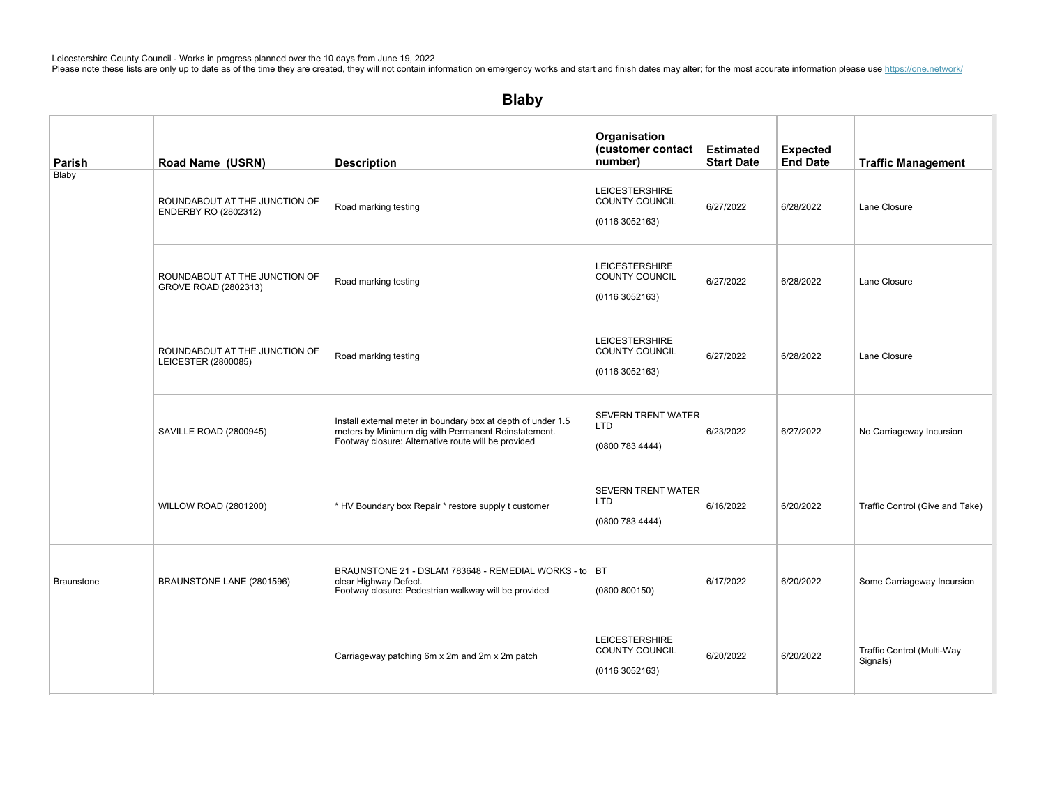Leicestershire County Council - Works in progress planned over the 10 days from June 19, 2022
Please note these lists are only up to date as of the time they are created, they will not contain information on emergency works and start and finish dates may alter; for the most accurate information please use https://one.network/

## Blaby

| Parish | Road Name (USRN) | Description | Organisation (customer contact number) | Estimated Start Date | Expected End Date | Traffic Management |
|---|---|---|---|---|---|---|
| Blaby | ROUNDABOUT AT THE JUNCTION OF ENDERBY RO (2802312) | Road marking testing | LEICESTERSHIRE COUNTY COUNCIL (0116 3052163) | 6/27/2022 | 6/28/2022 | Lane Closure |
| | ROUNDABOUT AT THE JUNCTION OF GROVE ROAD (2802313) | Road marking testing | LEICESTERSHIRE COUNTY COUNCIL (0116 3052163) | 6/27/2022 | 6/28/2022 | Lane Closure |
| | ROUNDABOUT AT THE JUNCTION OF LEICESTER (2800085) | Road marking testing | LEICESTERSHIRE COUNTY COUNCIL (0116 3052163) | 6/27/2022 | 6/28/2022 | Lane Closure |
| | SAVILLE ROAD (2800945) | Install external meter in boundary box at depth of under 1.5 meters by Minimum dig with Permanent Reinstatement. Footway closure: Alternative route will be provided | SEVERN TRENT WATER LTD (0800 783 4444) | 6/23/2022 | 6/27/2022 | No Carriageway Incursion |
| | WILLOW ROAD (2801200) | * HV Boundary box Repair * restore supply t customer | SEVERN TRENT WATER LTD (0800 783 4444) | 6/16/2022 | 6/20/2022 | Traffic Control (Give and Take) |
| Braunstone | BRAUNSTONE LANE (2801596) | BRAUNSTONE 21 - DSLAM 783648 - REMEDIAL WORKS - to clear Highway Defect. Footway closure: Pedestrian walkway will be provided | BT (0800 800150) | 6/17/2022 | 6/20/2022 | Some Carriageway Incursion |
| | | Carriageway patching 6m x 2m and 2m x 2m patch | LEICESTERSHIRE COUNTY COUNCIL (0116 3052163) | 6/20/2022 | 6/20/2022 | Traffic Control (Multi-Way Signals) |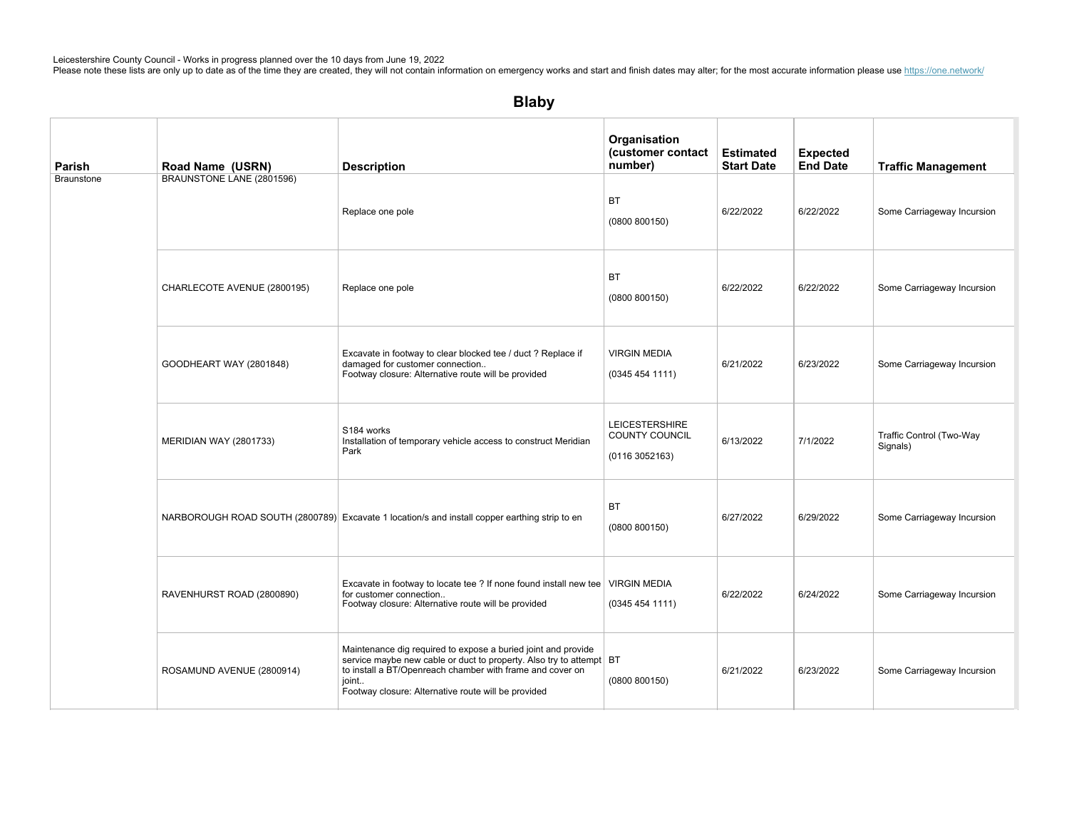Leicestershire County Council - Works in progress planned over the 10 days from June 19, 2022
Please note these lists are only up to date as of the time they are created, they will not contain information on emergency works and start and finish dates may alter; for the most accurate information please use https://one.network/

## Blaby

| Parish | Road Name (USRN) | Description | Organisation (customer contact number) | Estimated Start Date | Expected End Date | Traffic Management |
|---|---|---|---|---|---|---|
| Braunstone | BRAUNSTONE LANE (2801596) | Replace one pole | BT (0800 800150) | 6/22/2022 | 6/22/2022 | Some Carriageway Incursion |
| | CHARLECOTE AVENUE (2800195) | Replace one pole | BT (0800 800150) | 6/22/2022 | 6/22/2022 | Some Carriageway Incursion |
| | GOODHEART WAY (2801848) | Excavate in footway to clear blocked tee / duct ? Replace if damaged for customer connection.. Footway closure: Alternative route will be provided | VIRGIN MEDIA (0345 454 1111) | 6/21/2022 | 6/23/2022 | Some Carriageway Incursion |
| | MERIDIAN WAY (2801733) | S184 works Installation of temporary vehicle access to construct Meridian Park | LEICESTERSHIRE COUNTY COUNCIL (0116 3052163) | 6/13/2022 | 7/1/2022 | Traffic Control (Two-Way Signals) |
| | NARBOROUGH ROAD SOUTH (2800789) | Excavate 1 location/s and install copper earthing strip to en | BT (0800 800150) | 6/27/2022 | 6/29/2022 | Some Carriageway Incursion |
| | RAVENHURST ROAD (2800890) | Excavate in footway to locate tee ? If none found install new tee for customer connection.. Footway closure: Alternative route will be provided | VIRGIN MEDIA (0345 454 1111) | 6/22/2022 | 6/24/2022 | Some Carriageway Incursion |
| | ROSAMUND AVENUE (2800914) | Maintenance dig required to expose a buried joint and provide service maybe new cable or duct to property. Also try to attempt to install a BT/Openreach chamber with frame and cover on joint.. Footway closure: Alternative route will be provided | BT (0800 800150) | 6/21/2022 | 6/23/2022 | Some Carriageway Incursion |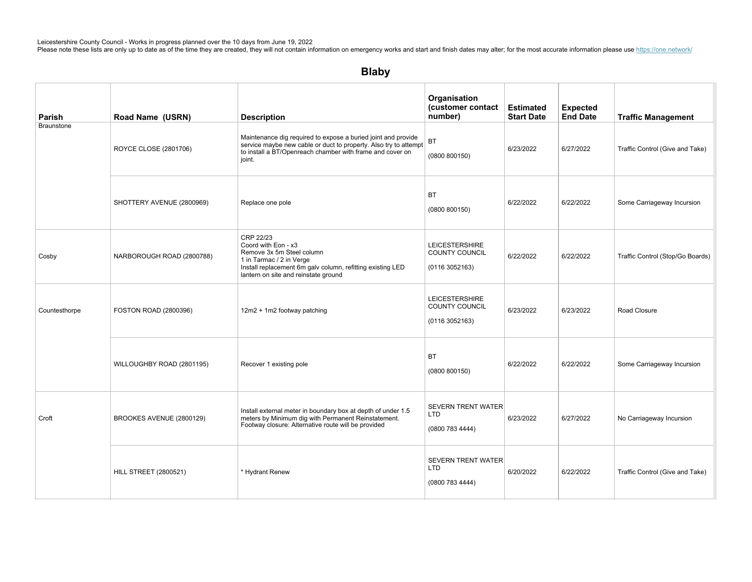Leicestershire County Council - Works in progress planned over the 10 days from June 19, 2022
Please note these lists are only up to date as of the time they are created, they will not contain information on emergency works and start and finish dates may alter; for the most accurate information please use https://one.network/

## Blaby

| Parish | Road Name (USRN) | Description | Organisation (customer contact number) | Estimated Start Date | Expected End Date | Traffic Management |
|---|---|---|---|---|---|---|
| Braunstone | ROYCE CLOSE (2801706) | Maintenance dig required to expose a buried joint and provide service maybe new cable or duct to property. Also try to attempt to install a BT/Openreach chamber with frame and cover on joint. | BT (0800 800150) | 6/23/2022 | 6/27/2022 | Traffic Control (Give and Take) |
| | SHOTTERY AVENUE (2800969) | Replace one pole | BT (0800 800150) | 6/22/2022 | 6/22/2022 | Some Carriageway Incursion |
| Cosby | NARBOROUGH ROAD (2800788) | CRP 22/23<br>Coord with Eon - x3<br>Remove 3x 5m Steel column<br>1 in Tarmac / 2 in Verge<br>Install replacement 6m galv column, refitting existing LED lantern on site and reinstate ground | LEICESTERSHIRE COUNTY COUNCIL (0116 3052163) | 6/22/2022 | 6/22/2022 | Traffic Control (Stop/Go Boards) |
| Countesthorpe | FOSTON ROAD (2800396) | 12m2 + 1m2 footway patching | LEICESTERSHIRE COUNTY COUNCIL (0116 3052163) | 6/23/2022 | 6/23/2022 | Road Closure |
| | WILLOUGHBY ROAD (2801195) | Recover 1 existing pole | BT (0800 800150) | 6/22/2022 | 6/22/2022 | Some Carriageway Incursion |
| Croft | BROOKES AVENUE (2800129) | Install external meter in boundary box at depth of under 1.5 meters by Minimum dig with Permanent Reinstatement. Footway closure: Alternative route will be provided | SEVERN TRENT WATER LTD (0800 783 4444) | 6/23/2022 | 6/27/2022 | No Carriageway Incursion |
| | HILL STREET (2800521) | * Hydrant Renew | SEVERN TRENT WATER LTD (0800 783 4444) | 6/20/2022 | 6/22/2022 | Traffic Control (Give and Take) |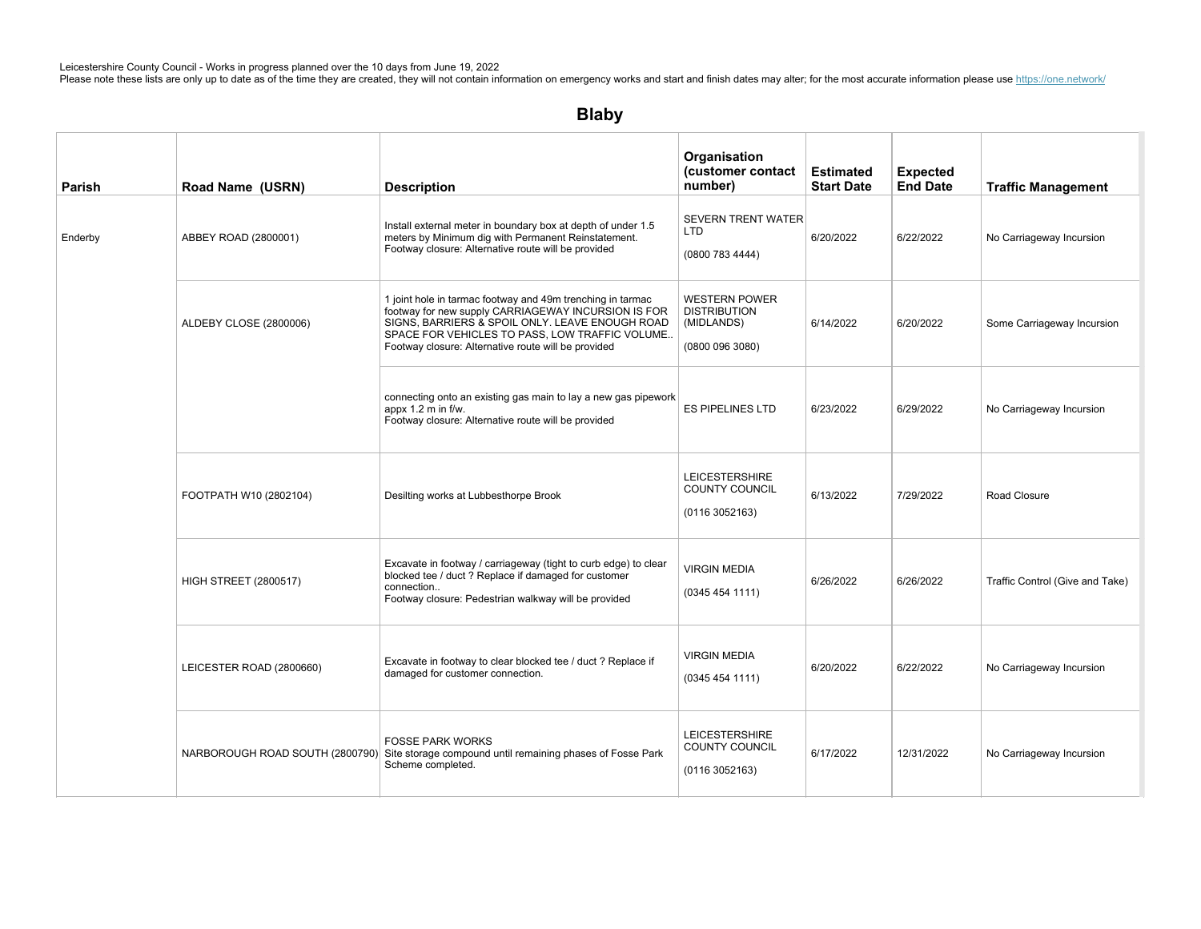Leicestershire County Council - Works in progress planned over the 10 days from June 19, 2022
Please note these lists are only up to date as of the time they are created, they will not contain information on emergency works and start and finish dates may alter; for the most accurate information please use https://one.network/

## Blaby

| Parish | Road Name (USRN) | Description | Organisation (customer contact number) | Estimated Start Date | Expected End Date | Traffic Management |
|---|---|---|---|---|---|---|
| Enderby | ABBEY ROAD (2800001) | Install external meter in boundary box at depth of under 1.5 meters by Minimum dig with Permanent Reinstatement. Footway closure: Alternative route will be provided | SEVERN TRENT WATER LTD (0800 783 4444) | 6/20/2022 | 6/22/2022 | No Carriageway Incursion |
| | ALDEBY CLOSE (2800006) | 1 joint hole in tarmac footway and 49m trenching in tarmac footway for new supply CARRIAGEWAY INCURSION IS FOR SIGNS, BARRIERS & SPOIL ONLY. LEAVE ENOUGH ROAD SPACE FOR VEHICLES TO PASS, LOW TRAFFIC VOLUME.. Footway closure: Alternative route will be provided | WESTERN POWER DISTRIBUTION (MIDLANDS) (0800 096 3080) | 6/14/2022 | 6/20/2022 | Some Carriageway Incursion |
| | | connecting onto an existing gas main to lay a new gas pipework appx 1.2 m in f/w. Footway closure: Alternative route will be provided | ES PIPELINES LTD | 6/23/2022 | 6/29/2022 | No Carriageway Incursion |
| | FOOTPATH W10 (2802104) | Desilting works at Lubbesthorpe Brook | LEICESTERSHIRE COUNTY COUNCIL (0116 3052163) | 6/13/2022 | 7/29/2022 | Road Closure |
| | HIGH STREET (2800517) | Excavate in footway / carriageway (tight to curb edge) to clear blocked tee / duct ? Replace if damaged for customer connection.. Footway closure: Pedestrian walkway will be provided | VIRGIN MEDIA (0345 454 1111) | 6/26/2022 | 6/26/2022 | Traffic Control (Give and Take) |
| | LEICESTER ROAD (2800660) | Excavate in footway to clear blocked tee / duct ? Replace if damaged for customer connection. | VIRGIN MEDIA (0345 454 1111) | 6/20/2022 | 6/22/2022 | No Carriageway Incursion |
| | NARBOROUGH ROAD SOUTH (2800790) | FOSSE PARK WORKS Site storage compound until remaining phases of Fosse Park Scheme completed. | LEICESTERSHIRE COUNTY COUNCIL (0116 3052163) | 6/17/2022 | 12/31/2022 | No Carriageway Incursion |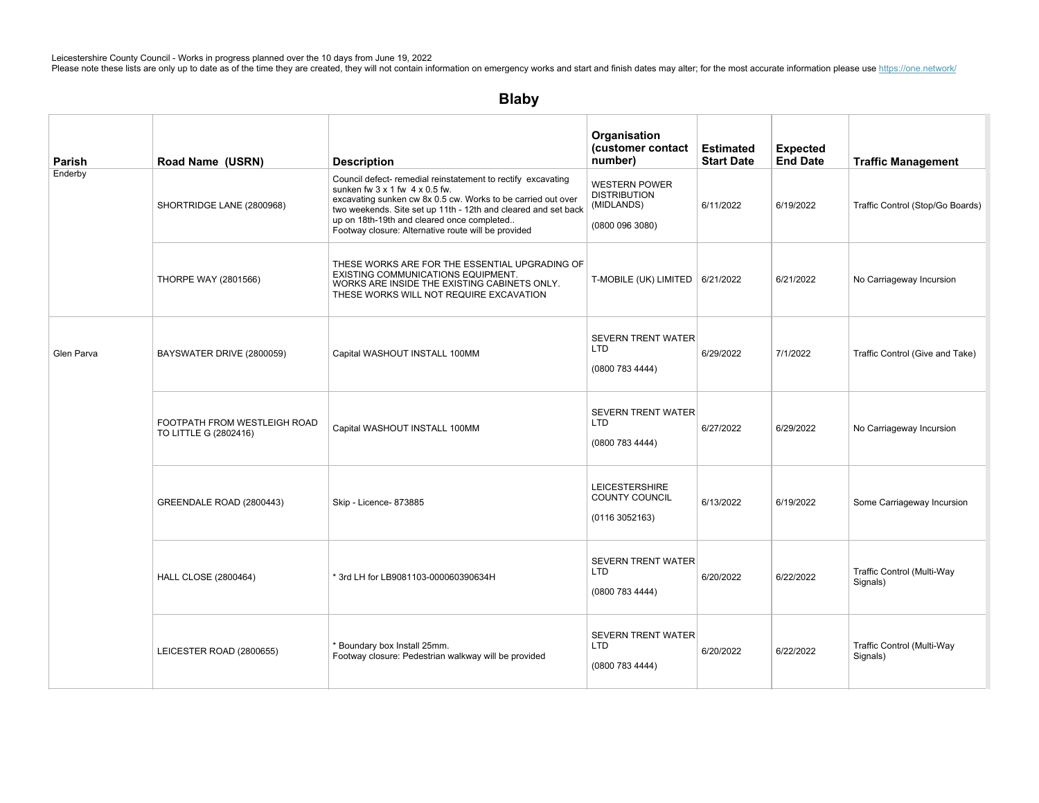Leicestershire County Council - Works in progress planned over the 10 days from June 19, 2022
Please note these lists are only up to date as of the time they are created, they will not contain information on emergency works and start and finish dates may alter; for the most accurate information please use https://one.network/

## Blaby

| Parish | Road Name (USRN) | Description | Organisation (customer contact number) | Estimated Start Date | Expected End Date | Traffic Management |
|---|---|---|---|---|---|---|
| Enderby | SHORTRIDGE LANE (2800968) | Council defect- remedial reinstatement to rectify excavating sunken fw 3 x 1 fw 4 x 0.5 fw. excavating sunken cw 8x 0.5 cw. Works to be carried out over two weekends. Site set up 11th - 12th and cleared and set back up on 18th-19th and cleared once completed.. Footway closure: Alternative route will be provided | WESTERN POWER DISTRIBUTION (MIDLANDS) (0800 096 3080) | 6/11/2022 | 6/19/2022 | Traffic Control (Stop/Go Boards) |
| | THORPE WAY (2801566) | THESE WORKS ARE FOR THE ESSENTIAL UPGRADING OF EXISTING COMMUNICATIONS EQUIPMENT. WORKS ARE INSIDE THE EXISTING CABINETS ONLY. THESE WORKS WILL NOT REQUIRE EXCAVATION | T-MOBILE (UK) LIMITED | 6/21/2022 | 6/21/2022 | No Carriageway Incursion |
| Glen Parva | BAYSWATER DRIVE (2800059) | Capital WASHOUT INSTALL 100MM | SEVERN TRENT WATER LTD (0800 783 4444) | 6/29/2022 | 7/1/2022 | Traffic Control (Give and Take) |
| | FOOTPATH FROM WESTLEIGH ROAD TO LITTLE G (2802416) | Capital WASHOUT INSTALL 100MM | SEVERN TRENT WATER LTD (0800 783 4444) | 6/27/2022 | 6/29/2022 | No Carriageway Incursion |
| | GREENDALE ROAD (2800443) | Skip - Licence- 873885 | LEICESTERSHIRE COUNTY COUNCIL (0116 3052163) | 6/13/2022 | 6/19/2022 | Some Carriageway Incursion |
| | HALL CLOSE (2800464) | * 3rd LH for LB9081103-000060390634H | SEVERN TRENT WATER LTD (0800 783 4444) | 6/20/2022 | 6/22/2022 | Traffic Control (Multi-Way Signals) |
| | LEICESTER ROAD (2800655) | * Boundary box Install 25mm. Footway closure: Pedestrian walkway will be provided | SEVERN TRENT WATER LTD (0800 783 4444) | 6/20/2022 | 6/22/2022 | Traffic Control (Multi-Way Signals) |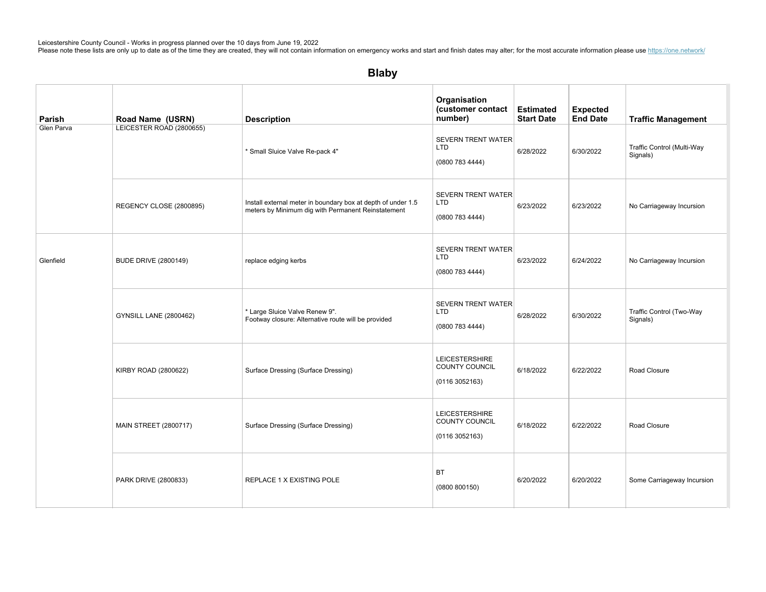Leicestershire County Council - Works in progress planned over the 10 days from June 19, 2022
Please note these lists are only up to date as of the time they are created, they will not contain information on emergency works and start and finish dates may alter; for the most accurate information please use https://one.network/

## Blaby

| Parish | Road Name (USRN) | Description | Organisation (customer contact number) | Estimated Start Date | Expected End Date | Traffic Management |
|---|---|---|---|---|---|---|
| Glen Parva | LEICESTER ROAD (2800655) | * Small Sluice Valve Re-pack 4" | SEVERN TRENT WATER LTD (0800 783 4444) | 6/28/2022 | 6/30/2022 | Traffic Control (Multi-Way Signals) |
| | REGENCY CLOSE (2800895) | Install external meter in boundary box at depth of under 1.5 meters by Minimum dig with Permanent Reinstatement | SEVERN TRENT WATER LTD (0800 783 4444) | 6/23/2022 | 6/23/2022 | No Carriageway Incursion |
| Glenfield | BUDE DRIVE (2800149) | replace edging kerbs | SEVERN TRENT WATER LTD (0800 783 4444) | 6/23/2022 | 6/24/2022 | No Carriageway Incursion |
| | GYNSILL LANE (2800462) | * Large Sluice Valve Renew 9". Footway closure: Alternative route will be provided | SEVERN TRENT WATER LTD (0800 783 4444) | 6/28/2022 | 6/30/2022 | Traffic Control (Two-Way Signals) |
| | KIRBY ROAD (2800622) | Surface Dressing (Surface Dressing) | LEICESTERSHIRE COUNTY COUNCIL (0116 3052163) | 6/18/2022 | 6/22/2022 | Road Closure |
| | MAIN STREET (2800717) | Surface Dressing (Surface Dressing) | LEICESTERSHIRE COUNTY COUNCIL (0116 3052163) | 6/18/2022 | 6/22/2022 | Road Closure |
| | PARK DRIVE (2800833) | REPLACE 1 X EXISTING POLE | BT (0800 800150) | 6/20/2022 | 6/20/2022 | Some Carriageway Incursion |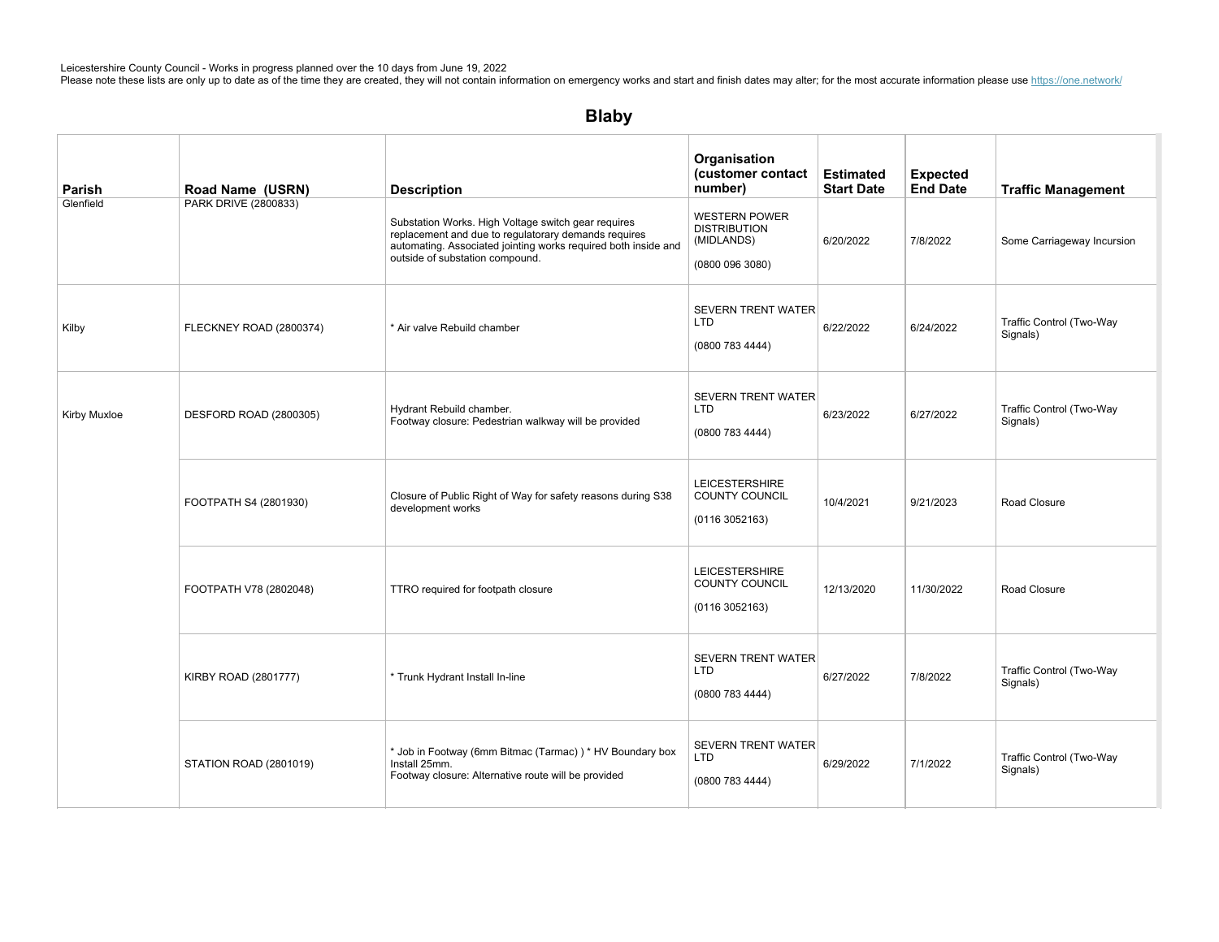Leicestershire County Council - Works in progress planned over the 10 days from June 19, 2022
Please note these lists are only up to date as of the time they are created, they will not contain information on emergency works and start and finish dates may alter; for the most accurate information please use https://one.network/

## Blaby

| Parish | Road Name (USRN) | Description | Organisation (customer contact number) | Estimated Start Date | Expected End Date | Traffic Management |
|---|---|---|---|---|---|---|
| Glenfield | PARK DRIVE (2800833) | Substation Works. High Voltage switch gear requires replacement and due to regulatorary demands requires automating. Associated jointing works required both inside and outside of substation compound. | WESTERN POWER DISTRIBUTION (MIDLANDS) (0800 096 3080) | 6/20/2022 | 7/8/2022 | Some Carriageway Incursion |
| Kilby | FLECKNEY ROAD (2800374) | * Air valve Rebuild chamber | SEVERN TRENT WATER LTD (0800 783 4444) | 6/22/2022 | 6/24/2022 | Traffic Control (Two-Way Signals) |
| Kirby Muxloe | DESFORD ROAD (2800305) | Hydrant Rebuild chamber. Footway closure: Pedestrian walkway will be provided | SEVERN TRENT WATER LTD (0800 783 4444) | 6/23/2022 | 6/27/2022 | Traffic Control (Two-Way Signals) |
| | FOOTPATH S4 (2801930) | Closure of Public Right of Way for safety reasons during S38 development works | LEICESTERSHIRE COUNTY COUNCIL (0116 3052163) | 10/4/2021 | 9/21/2023 | Road Closure |
| | FOOTPATH V78 (2802048) | TTRO required for footpath closure | LEICESTERSHIRE COUNTY COUNCIL (0116 3052163) | 12/13/2020 | 11/30/2022 | Road Closure |
| | KIRBY ROAD (2801777) | * Trunk Hydrant Install In-line | SEVERN TRENT WATER LTD (0800 783 4444) | 6/27/2022 | 7/8/2022 | Traffic Control (Two-Way Signals) |
| | STATION ROAD (2801019) | * Job in Footway (6mm Bitmac (Tarmac) ) * HV Boundary box Install 25mm. Footway closure: Alternative route will be provided | SEVERN TRENT WATER LTD (0800 783 4444) | 6/29/2022 | 7/1/2022 | Traffic Control (Two-Way Signals) |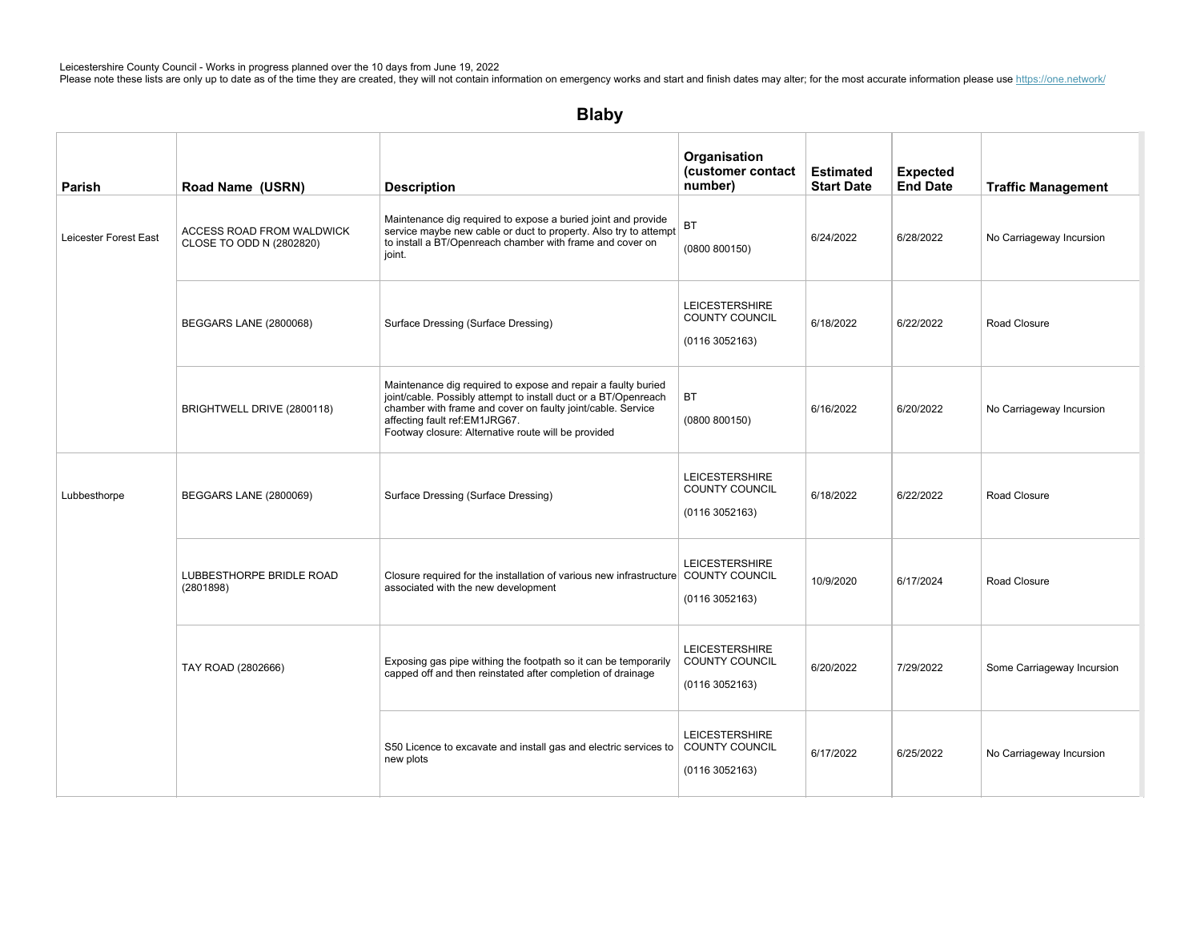Leicestershire County Council - Works in progress planned over the 10 days from June 19, 2022
Please note these lists are only up to date as of the time they are created, they will not contain information on emergency works and start and finish dates may alter; for the most accurate information please use https://one.network/

## Blaby

| Parish | Road Name (USRN) | Description | Organisation (customer contact number) | Estimated Start Date | Expected End Date | Traffic Management |
|---|---|---|---|---|---|---|
| Leicester Forest East | ACCESS ROAD FROM WALDWICK CLOSE TO ODD N (2802820) | Maintenance dig required to expose a buried joint and provide service maybe new cable or duct to property. Also try to attempt to install a BT/Openreach chamber with frame and cover on joint. | BT (0800 800150) | 6/24/2022 | 6/28/2022 | No Carriageway Incursion |
| | BEGGARS LANE (2800068) | Surface Dressing (Surface Dressing) | LEICESTERSHIRE COUNTY COUNCIL (0116 3052163) | 6/18/2022 | 6/22/2022 | Road Closure |
| | BRIGHTWELL DRIVE (2800118) | Maintenance dig required to expose and repair a faulty buried joint/cable. Possibly attempt to install duct or a BT/Openreach chamber with frame and cover on faulty joint/cable. Service affecting fault ref:EM1JRG67. Footway closure: Alternative route will be provided | BT (0800 800150) | 6/16/2022 | 6/20/2022 | No Carriageway Incursion |
| Lubbesthorpe | BEGGARS LANE (2800069) | Surface Dressing (Surface Dressing) | LEICESTERSHIRE COUNTY COUNCIL (0116 3052163) | 6/18/2022 | 6/22/2022 | Road Closure |
| | LUBBESTHORPE BRIDLE ROAD (2801898) | Closure required for the installation of various new infrastructure associated with the new development | LEICESTERSHIRE COUNTY COUNCIL (0116 3052163) | 10/9/2020 | 6/17/2024 | Road Closure |
| | TAY ROAD (2802666) | Exposing gas pipe withing the footpath so it can be temporarily capped off and then reinstated after completion of drainage | LEICESTERSHIRE COUNTY COUNCIL (0116 3052163) | 6/20/2022 | 7/29/2022 | Some Carriageway Incursion |
| | | S50 Licence to excavate and install gas and electric services to new plots | LEICESTERSHIRE COUNTY COUNCIL (0116 3052163) | 6/17/2022 | 6/25/2022 | No Carriageway Incursion |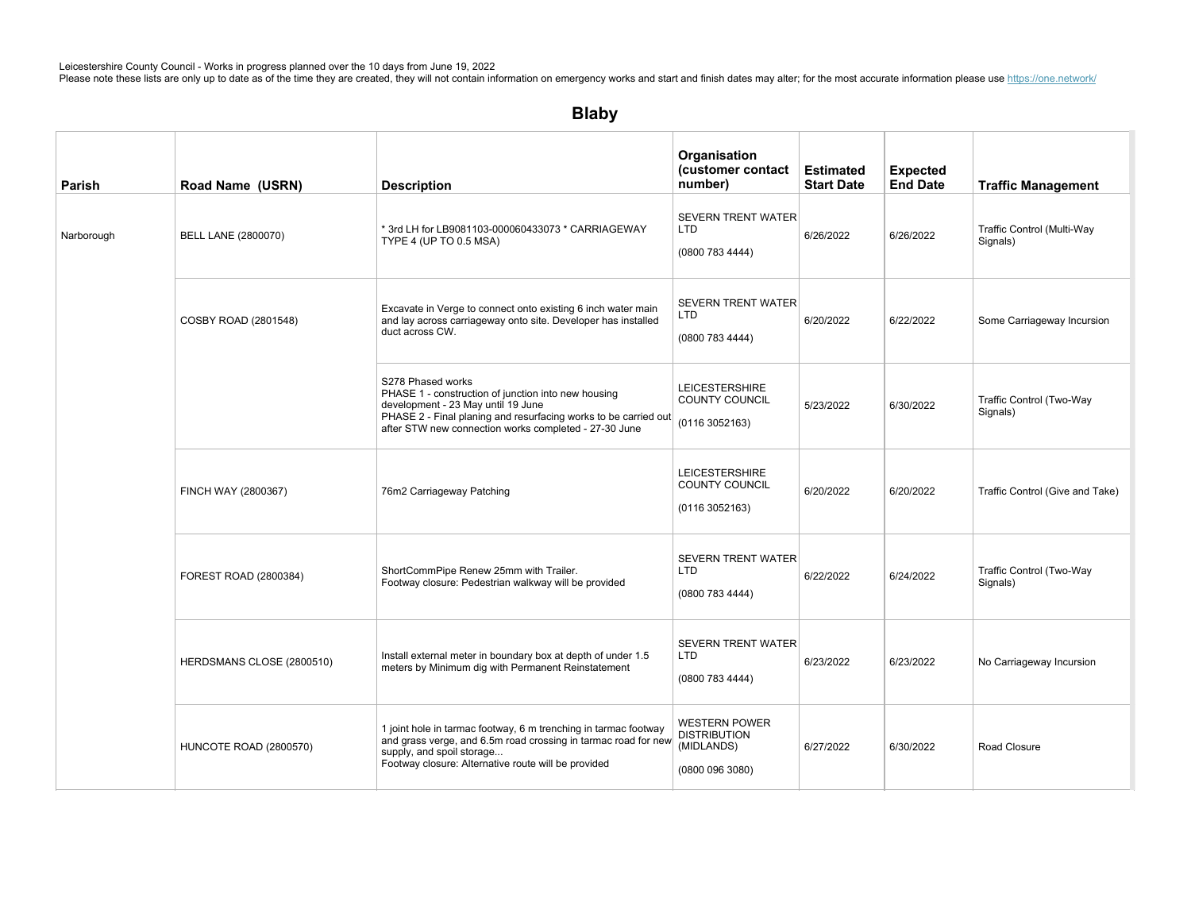Leicestershire County Council - Works in progress planned over the 10 days from June 19, 2022
Please note these lists are only up to date as of the time they are created, they will not contain information on emergency works and start and finish dates may alter; for the most accurate information please use https://one.network/

## Blaby

| Parish | Road Name (USRN) | Description | Organisation (customer contact number) | Estimated Start Date | Expected End Date | Traffic Management |
|---|---|---|---|---|---|---|
| Narborough | BELL LANE (2800070) | * 3rd LH for LB9081103-000060433073 * CARRIAGEWAY TYPE 4 (UP TO 0.5 MSA) | SEVERN TRENT WATER LTD (0800 783 4444) | 6/26/2022 | 6/26/2022 | Traffic Control (Multi-Way Signals) |
| | COSBY ROAD (2801548) | Excavate in Verge to connect onto existing 6 inch water main and lay across carriageway onto site. Developer has installed duct across CW. | SEVERN TRENT WATER LTD (0800 783 4444) | 6/20/2022 | 6/22/2022 | Some Carriageway Incursion |
| | | S278 Phased works PHASE 1 - construction of junction into new housing development - 23 May until 19 June PHASE 2 - Final planing and resurfacing works to be carried out after STW new connection works completed - 27-30 June | LEICESTERSHIRE COUNTY COUNCIL (0116 3052163) | 5/23/2022 | 6/30/2022 | Traffic Control (Two-Way Signals) |
| | FINCH WAY (2800367) | 76m2 Carriageway Patching | LEICESTERSHIRE COUNTY COUNCIL (0116 3052163) | 6/20/2022 | 6/20/2022 | Traffic Control (Give and Take) |
| | FOREST ROAD (2800384) | ShortCommPipe Renew 25mm with Trailer. Footway closure: Pedestrian walkway will be provided | SEVERN TRENT WATER LTD (0800 783 4444) | 6/22/2022 | 6/24/2022 | Traffic Control (Two-Way Signals) |
| | HERDSMANS CLOSE (2800510) | Install external meter in boundary box at depth of under 1.5 meters by Minimum dig with Permanent Reinstatement | SEVERN TRENT WATER LTD (0800 783 4444) | 6/23/2022 | 6/23/2022 | No Carriageway Incursion |
| | HUNCOTE ROAD (2800570) | 1 joint hole in tarmac footway, 6 m trenching in tarmac footway and grass verge, and 6.5m road crossing in tarmac road for new supply, and spoil storage... Footway closure: Alternative route will be provided | WESTERN POWER DISTRIBUTION (MIDLANDS) (0800 096 3080) | 6/27/2022 | 6/30/2022 | Road Closure |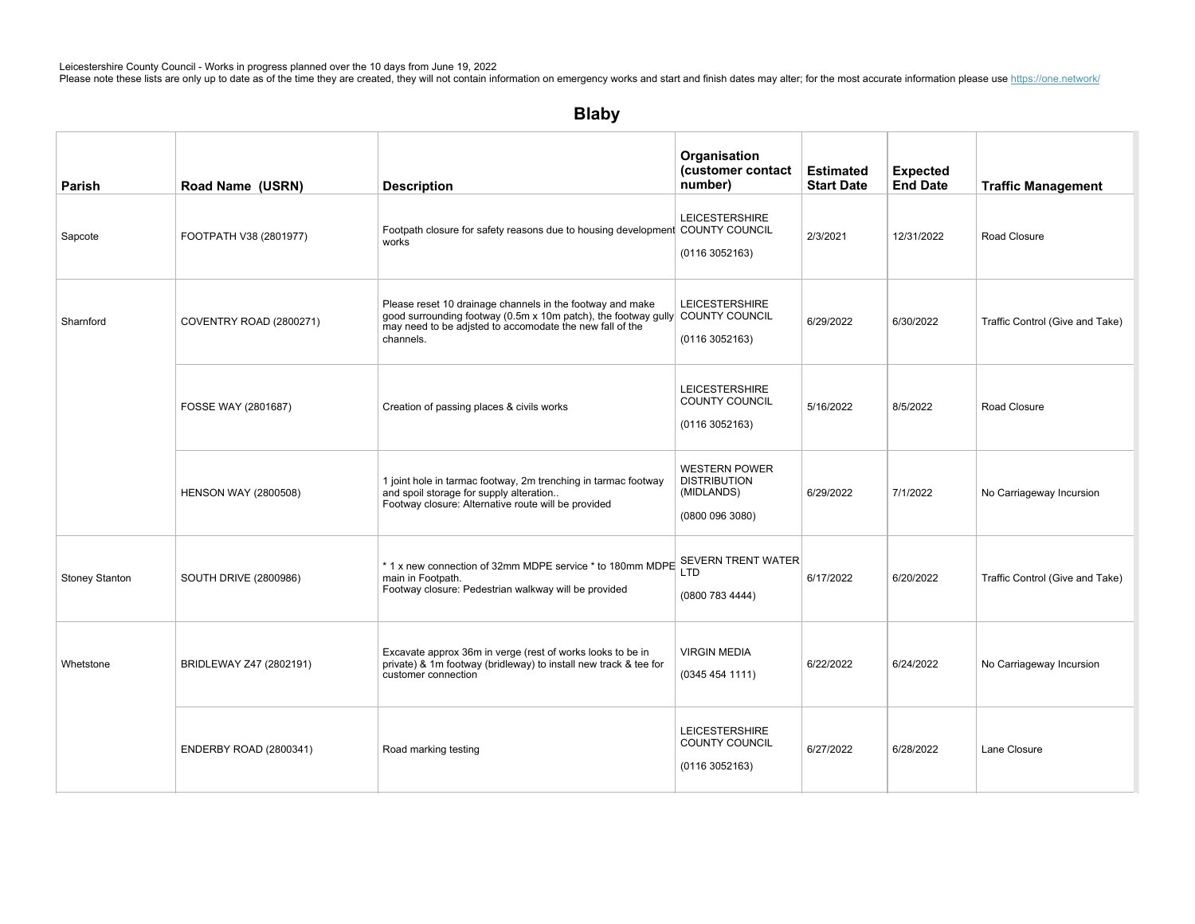Leicestershire County Council - Works in progress planned over the 10 days from June 19, 2022
Please note these lists are only up to date as of the time they are created, they will not contain information on emergency works and start and finish dates may alter; for the most accurate information please use https://one.network/

## Blaby

| Parish | Road Name (USRN) | Description | Organisation (customer contact number) | Estimated Start Date | Expected End Date | Traffic Management |
|---|---|---|---|---|---|---|
| Sapcote | FOOTPATH V38 (2801977) | Footpath closure for safety reasons due to housing development works | LEICESTERSHIRE COUNTY COUNCIL (0116 3052163) | 2/3/2021 | 12/31/2022 | Road Closure |
| Sharnford | COVENTRY ROAD (2800271) | Please reset 10 drainage channels in the footway and make good surrounding footway (0.5m x 10m patch), the footway gully may need to be adjsted to accomodate the new fall of the channels. | LEICESTERSHIRE COUNTY COUNCIL (0116 3052163) | 6/29/2022 | 6/30/2022 | Traffic Control (Give and Take) |
| | FOSSE WAY (2801687) | Creation of passing places & civils works | LEICESTERSHIRE COUNTY COUNCIL (0116 3052163) | 5/16/2022 | 8/5/2022 | Road Closure |
| | HENSON WAY (2800508) | 1 joint hole in tarmac footway, 2m trenching in tarmac footway and spoil storage for supply alteration.. Footway closure: Alternative route will be provided | WESTERN POWER DISTRIBUTION (MIDLANDS) (0800 096 3080) | 6/29/2022 | 7/1/2022 | No Carriageway Incursion |
| Stoney Stanton | SOUTH DRIVE (2800986) | * 1 x new connection of 32mm MDPE service * to 180mm MDPE main in Footpath. Footway closure: Pedestrian walkway will be provided | SEVERN TRENT WATER LTD (0800 783 4444) | 6/17/2022 | 6/20/2022 | Traffic Control (Give and Take) |
| Whetstone | BRIDLEWAY Z47 (2802191) | Excavate approx 36m in verge (rest of works looks to be in private) & 1m footway (bridleway) to install new track & tee for customer connection | VIRGIN MEDIA (0345 454 1111) | 6/22/2022 | 6/24/2022 | No Carriageway Incursion |
| | ENDERBY ROAD (2800341) | Road marking testing | LEICESTERSHIRE COUNTY COUNCIL (0116 3052163) | 6/27/2022 | 6/28/2022 | Lane Closure |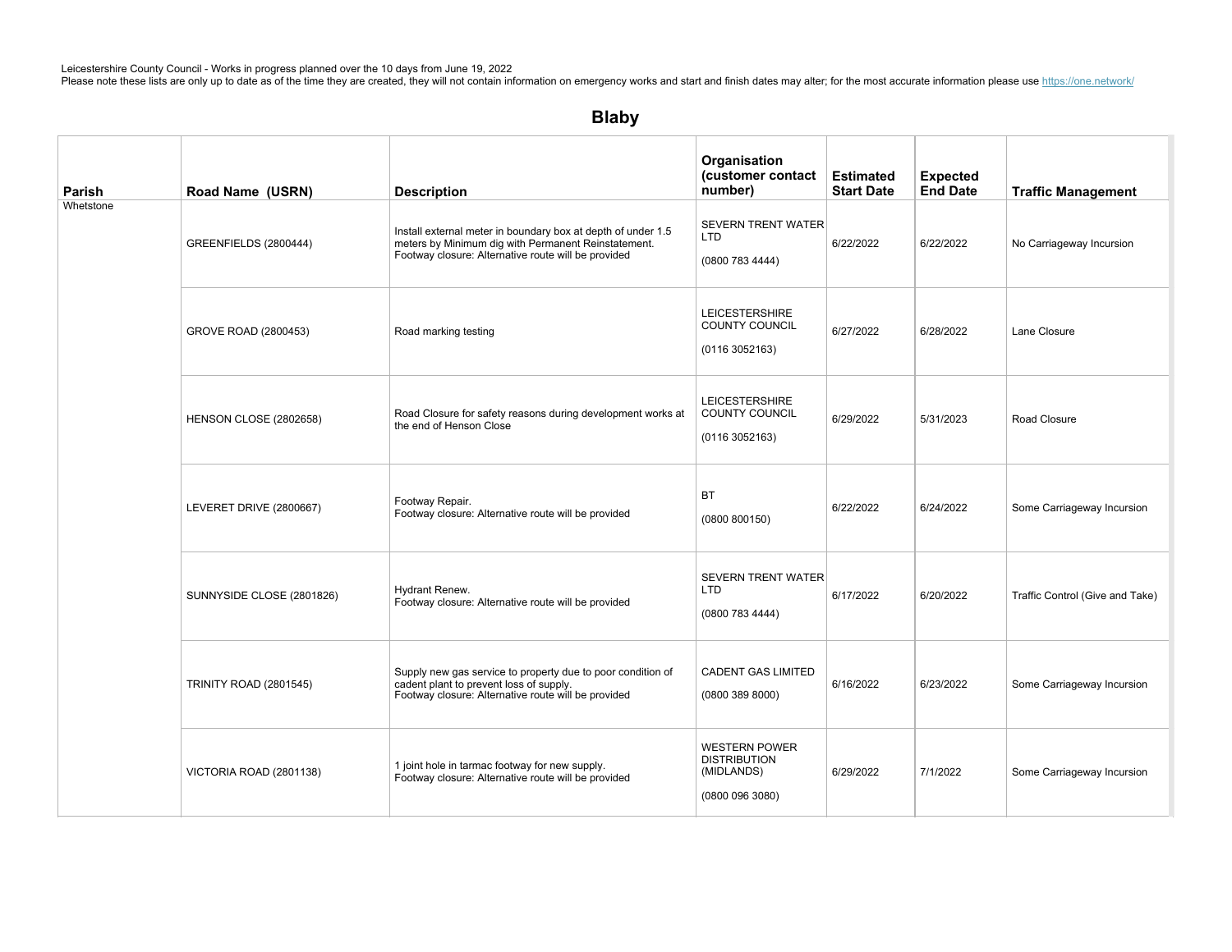Leicestershire County Council - Works in progress planned over the 10 days from June 19, 2022
Please note these lists are only up to date as of the time they are created, they will not contain information on emergency works and start and finish dates may alter; for the most accurate information please use https://one.network/

## Blaby

| Parish | Road Name (USRN) | Description | Organisation (customer contact number) | Estimated Start Date | Expected End Date | Traffic Management |
|---|---|---|---|---|---|---|
| Whetstone | GREENFIELDS (2800444) | Install external meter in boundary box at depth of under 1.5 meters by Minimum dig with Permanent Reinstatement. Footway closure: Alternative route will be provided | SEVERN TRENT WATER LTD (0800 783 4444) | 6/22/2022 | 6/22/2022 | No Carriageway Incursion |
| | GROVE ROAD (2800453) | Road marking testing | LEICESTERSHIRE COUNTY COUNCIL (0116 3052163) | 6/27/2022 | 6/28/2022 | Lane Closure |
| | HENSON CLOSE (2802658) | Road Closure for safety reasons during development works at the end of Henson Close | LEICESTERSHIRE COUNTY COUNCIL (0116 3052163) | 6/29/2022 | 5/31/2023 | Road Closure |
| | LEVERET DRIVE (2800667) | Footway Repair. Footway closure: Alternative route will be provided | BT (0800 800150) | 6/22/2022 | 6/24/2022 | Some Carriageway Incursion |
| | SUNNYSIDE CLOSE (2801826) | Hydrant Renew. Footway closure: Alternative route will be provided | SEVERN TRENT WATER LTD (0800 783 4444) | 6/17/2022 | 6/20/2022 | Traffic Control (Give and Take) |
| | TRINITY ROAD (2801545) | Supply new gas service to property due to poor condition of cadent plant to prevent loss of supply. Footway closure: Alternative route will be provided | CADENT GAS LIMITED (0800 389 8000) | 6/16/2022 | 6/23/2022 | Some Carriageway Incursion |
| | VICTORIA ROAD (2801138) | 1 joint hole in tarmac footway for new supply. Footway closure: Alternative route will be provided | WESTERN POWER DISTRIBUTION (MIDLANDS) (0800 096 3080) | 6/29/2022 | 7/1/2022 | Some Carriageway Incursion |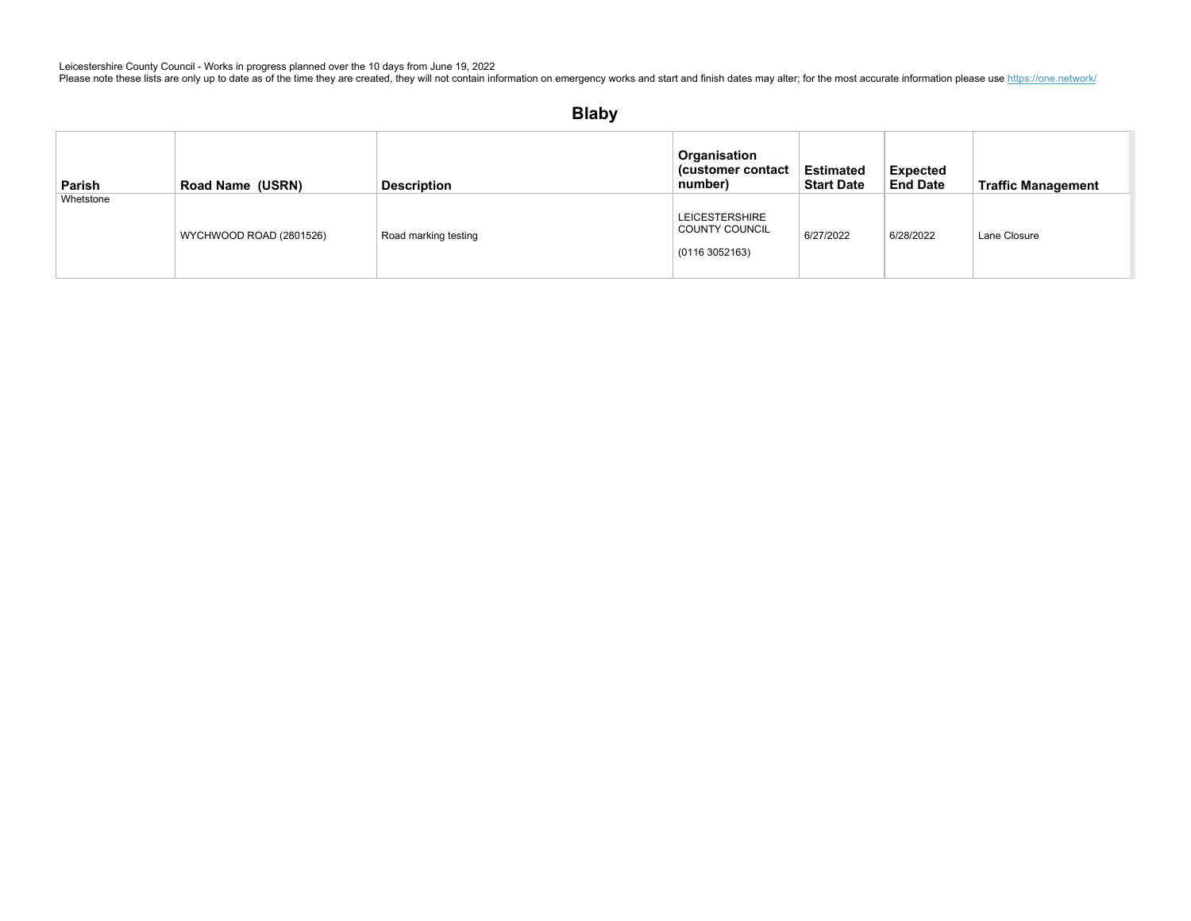Leicestershire County Council - Works in progress planned over the 10 days from June 19, 2022
Please note these lists are only up to date as of the time they are created, they will not contain information on emergency works and start and finish dates may alter; for the most accurate information please use https://one.network/

## Blaby

| Parish | Road Name (USRN) | Description | Organisation (customer contact number) | Estimated Start Date | Expected End Date | Traffic Management |
|---|---|---|---|---|---|---|
| Whetstone | WYCHWOOD ROAD (2801526) | Road marking testing | LEICESTERSHIRE COUNTY COUNCIL (0116 3052163) | 6/27/2022 | 6/28/2022 | Lane Closure |